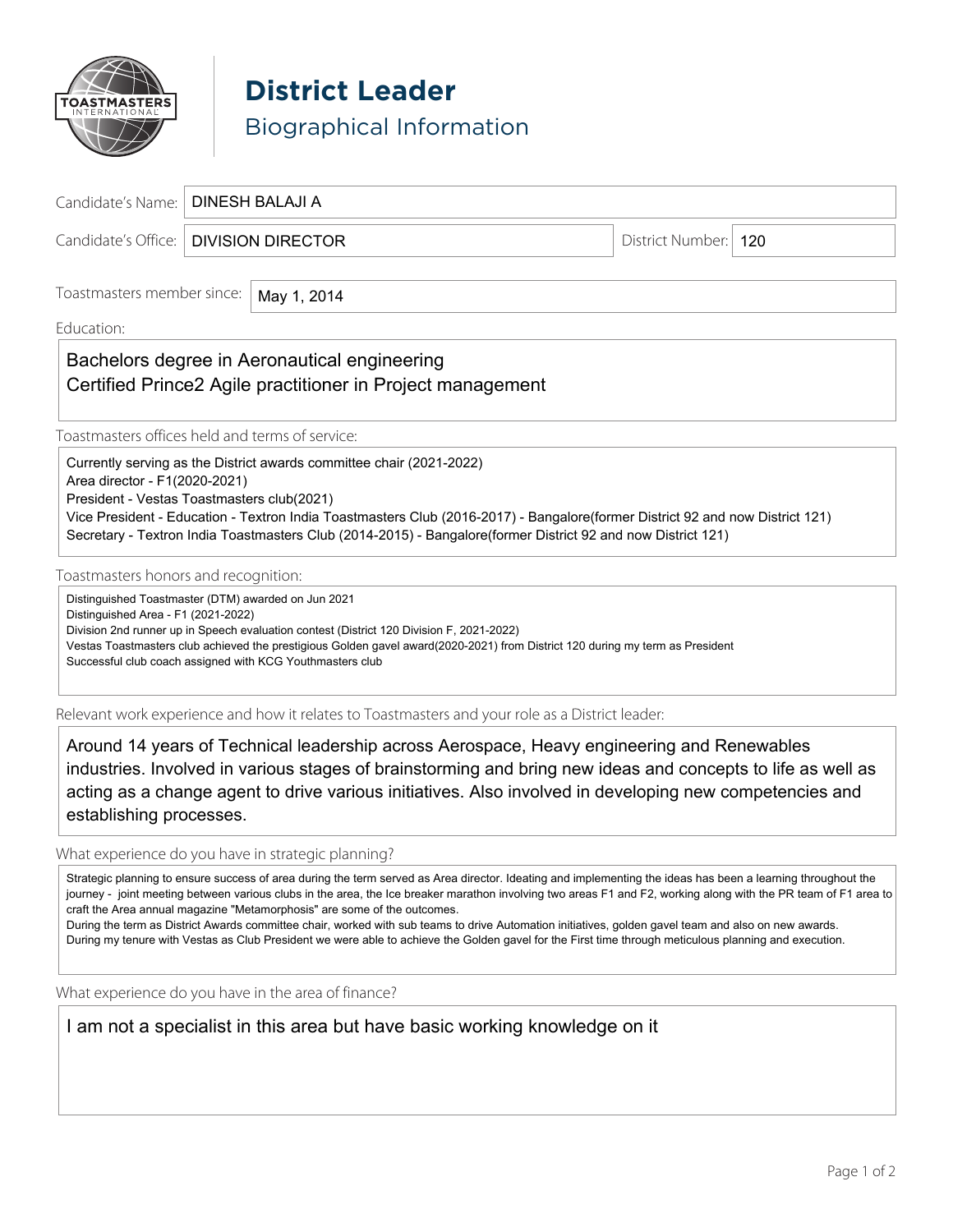# District Leader

## Biographical Information

**Candidate's Name:** DINESH BALAJI A

**Candidate's Office:** DIVISION DIRECTOR

**District Number:** 120

**Toastmasters member since:** May 1, 2014

**Education:**

Bachelors degree in Aeronautical engineering
Certified Prince2 Agile practitioner in Project management

**Toastmasters offices held and terms of service:**

Currently serving as the District awards committee chair (2021-2022)
Area director - F1(2020-2021)
President - Vestas Toastmasters club(2021)
Vice President - Education - Textron India Toastmasters Club (2016-2017) - Bangalore(former District 92 and now District 121)
Secretary - Textron India Toastmasters Club (2014-2015) - Bangalore(former District 92 and now District 121)

**Toastmasters honors and recognition:**

Distinguished Toastmaster (DTM) awarded on Jun 2021
Distinguished Area - F1 (2021-2022)
Division 2nd runner up in Speech evaluation contest (District 120 Division F, 2021-2022)
Vestas Toastmasters club achieved the prestigious Golden gavel award(2020-2021) from District 120 during my term as President
Successful club coach assigned with KCG Youthmasters club

**Relevant work experience and how it relates to Toastmasters and your role as a District leader:**

Around 14 years of Technical leadership across Aerospace, Heavy engineering and Renewables industries. Involved in various stages of brainstorming and bring new ideas and concepts to life as well as acting as a change agent to drive various initiatives. Also involved in developing new competencies and establishing processes.

**What experience do you have in strategic planning?**

Strategic planning to ensure success of area during the term served as Area director. Ideating and implementing the ideas has been a learning throughout the journey - joint meeting between various clubs in the area, the Ice breaker marathon involving two areas F1 and F2, working along with the PR team of F1 area to craft the Area annual magazine "Metamorphosis" are some of the outcomes.
During the term as District Awards committee chair, worked with sub teams to drive Automation initiatives, golden gavel team and also on new awards.
During my tenure with Vestas as Club President we were able to achieve the Golden gavel for the First time through meticulous planning and execution.

**What experience do you have in the area of finance?**

I am not a specialist in this area but have basic working knowledge on it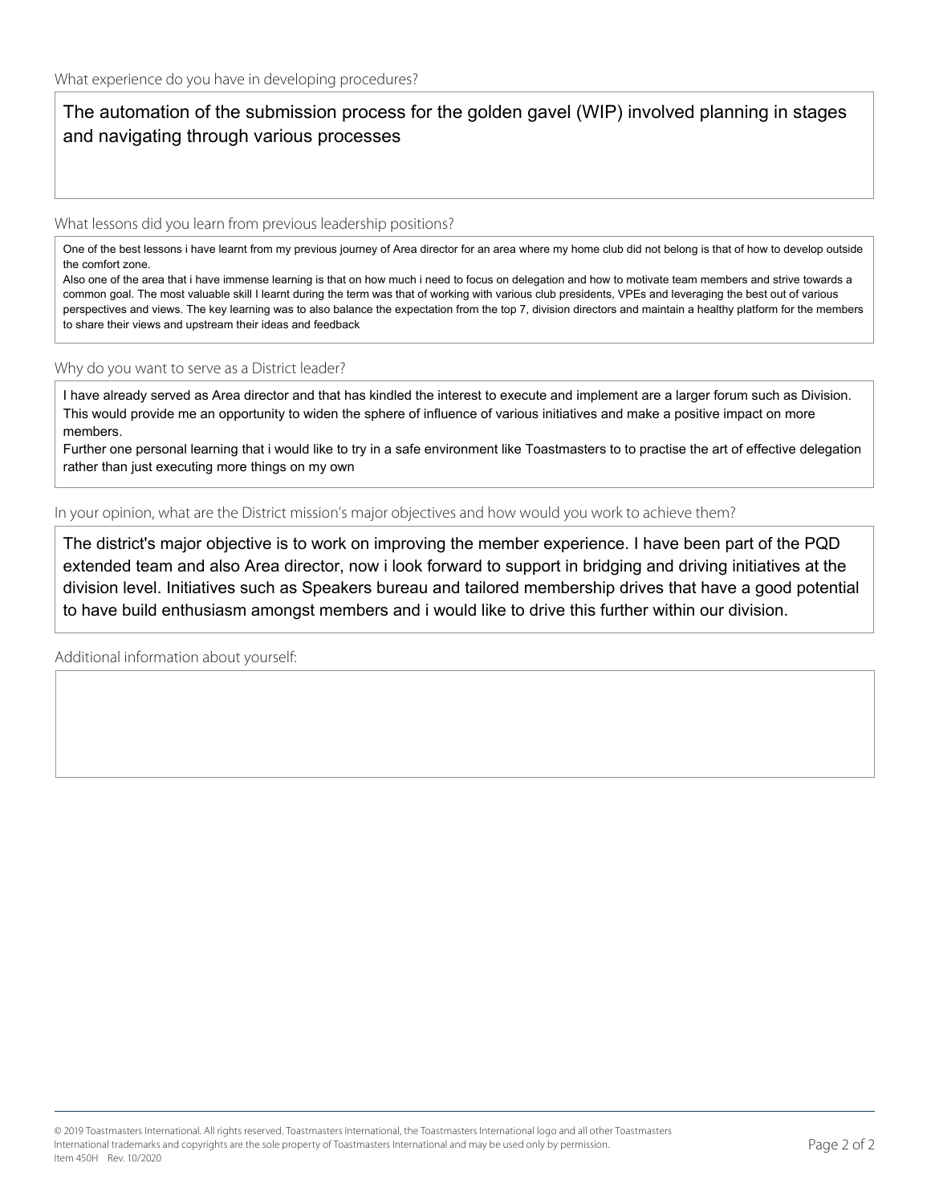What experience do you have in developing procedures?

The automation of the submission process for the golden gavel (WIP) involved planning in stages and navigating through various processes

What lessons did you learn from previous leadership positions?

One of the best lessons i have learnt from my previous journey of Area director for an area where my home club did not belong is that of how to develop outside the comfort zone.
Also one of the area that i have immense learning is that on how much i need to focus on delegation and how to motivate team members and strive towards a common goal. The most valuable skill I learnt during the term was that of working with various club presidents, VPEs and leveraging the best out of various perspectives and views. The key learning was to also balance the expectation from the top 7, division directors and maintain a healthy platform for the members to share their views and upstream their ideas and feedback

Why do you want to serve as a District leader?

I have already served as Area director and that has kindled the interest to execute and implement are a larger forum such as Division. This would provide me an opportunity to widen the sphere of influence of various initiatives and make a positive impact on more members.
Further one personal learning that i would like to try in a safe environment like Toastmasters to to practise the art of effective delegation rather than just executing more things on my own

In your opinion, what are the District mission's major objectives and how would you work to achieve them?

The district's major objective is to work on improving the member experience. I have been part of the PQD extended team and also Area director, now i look forward to support in bridging and driving initiatives at the division level. Initiatives such as Speakers bureau and tailored membership drives that have a good potential to have build enthusiasm amongst members and i would like to drive this further within our division.

Additional information about yourself:

© 2019 Toastmasters International. All rights reserved. Toastmasters International, the Toastmasters International logo and all other Toastmasters International trademarks and copyrights are the sole property of Toastmasters International and may be used only by permission.
Item 450H Rev. 10/2020